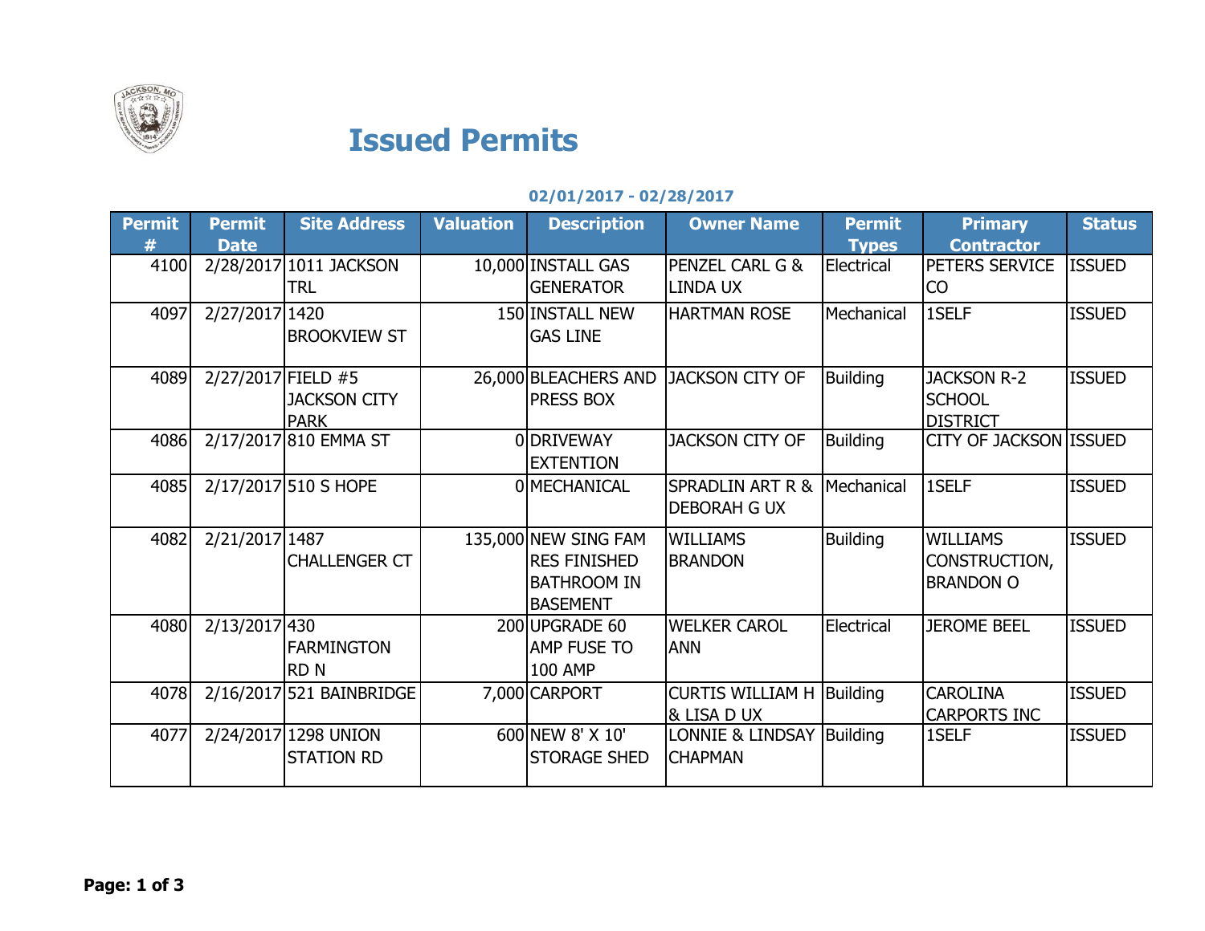# Issued Permits

**02/01/2017 - 02/28/2017**

| Permit # | Permit Date | Site Address | Valuation | Description | Owner Name | Permit Types | Primary Contractor | Status |
|---|---|---|---|---|---|---|---|---|
| 4100 | 2/28/2017 | 1011 JACKSON TRL | 10,000 | INSTALL GAS GENERATOR | PENZEL CARL G & LINDA UX | Electrical | PETERS SERVICE CO | ISSUED |
| 4097 | 2/27/2017 | 1420 BROOKVIEW ST | 150 | INSTALL NEW GAS LINE | HARTMAN ROSE | Mechanical | 1SELF | ISSUED |
| 4089 | 2/27/2017 | FIELD #5 JACKSON CITY PARK | 26,000 | BLEACHERS AND PRESS BOX | JACKSON CITY OF | Building | JACKSON R-2 SCHOOL DISTRICT | ISSUED |
| 4086 | 2/17/2017 | 810 EMMA ST | 0 | DRIVEWAY EXTENTION | JACKSON CITY OF | Building | CITY OF JACKSON | ISSUED |
| 4085 | 2/17/2017 | 510 S HOPE | 0 | MECHANICAL | SPRADLIN ART R & DEBORAH G UX | Mechanical | 1SELF | ISSUED |
| 4082 | 2/21/2017 | 1487 CHALLENGER CT | 135,000 | NEW SING FAM RES FINISHED BATHROOM IN BASEMENT | WILLIAMS BRANDON | Building | WILLIAMS CONSTRUCTION, BRANDON O | ISSUED |
| 4080 | 2/13/2017 | 430 FARMINGTON RD N | 200 | UPGRADE 60 AMP FUSE TO 100 AMP | WELKER CAROL ANN | Electrical | JEROME BEEL | ISSUED |
| 4078 | 2/16/2017 | 521 BAINBRIDGE | 7,000 | CARPORT | CURTIS WILLIAM H & LISA D UX | Building | CAROLINA CARPORTS INC | ISSUED |
| 4077 | 2/24/2017 | 1298 UNION STATION RD | 600 | NEW 8' X 10' STORAGE SHED | LONNIE & LINDSAY CHAPMAN | Building | 1SELF | ISSUED |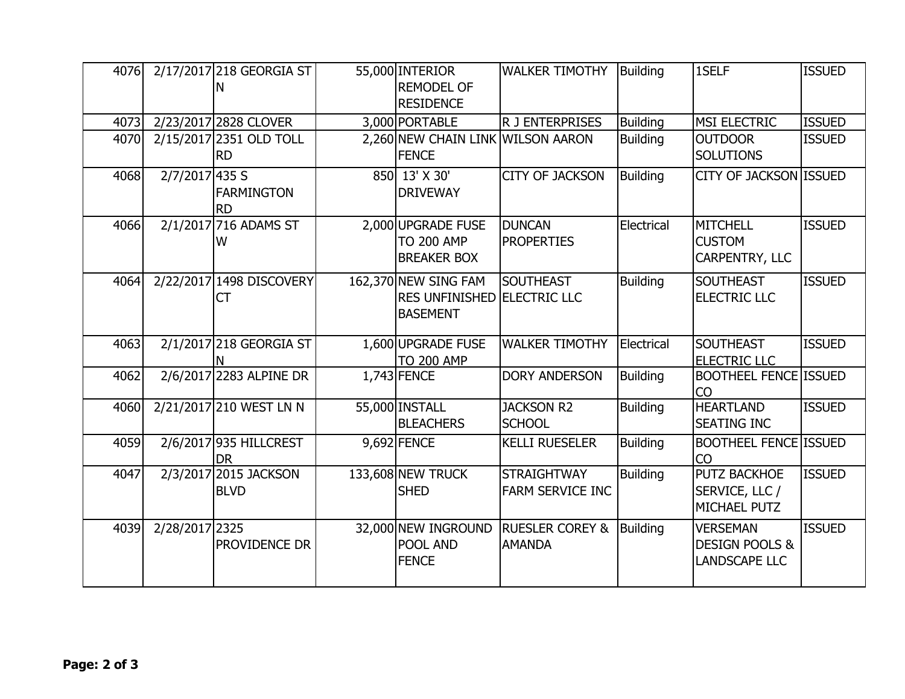| | | | | | | | | |
|---|---|---|---|---|---|---|---|---|
| 4076 | 2/17/2017 | 218 GEORGIA ST N | 55,000 | INTERIOR REMODEL OF RESIDENCE | WALKER TIMOTHY | Building | 1SELF | ISSUED |
| 4073 | 2/23/2017 | 2828 CLOVER | 3,000 | PORTABLE | R J ENTERPRISES | Building | MSI ELECTRIC | ISSUED |
| 4070 | 2/15/2017 | 2351 OLD TOLL RD | 2,260 | NEW CHAIN LINK FENCE | WILSON AARON | Building | OUTDOOR SOLUTIONS | ISSUED |
| 4068 | 2/7/2017 | 435 S FARMINGTON RD | 850 | 13' X 30' DRIVEWAY | CITY OF JACKSON | Building | CITY OF JACKSON | ISSUED |
| 4066 | 2/1/2017 | 716 ADAMS ST W | 2,000 | UPGRADE FUSE TO 200 AMP BREAKER BOX | DUNCAN PROPERTIES | Electrical | MITCHELL CUSTOM CARPENTRY, LLC | ISSUED |
| 4064 | 2/22/2017 | 1498 DISCOVERY CT | 162,370 | NEW SING FAM RES UNFINISHED BASEMENT | SOUTHEAST ELECTRIC LLC | Building | SOUTHEAST ELECTRIC LLC | ISSUED |
| 4063 | 2/1/2017 | 218 GEORGIA ST N | 1,600 | UPGRADE FUSE TO 200 AMP | WALKER TIMOTHY | Electrical | SOUTHEAST ELECTRIC LLC | ISSUED |
| 4062 | 2/6/2017 | 2283 ALPINE DR | 1,743 | FENCE | DORY ANDERSON | Building | BOOTHEEL FENCE CO | ISSUED |
| 4060 | 2/21/2017 | 210 WEST LN N | 55,000 | INSTALL BLEACHERS | JACKSON R2 SCHOOL | Building | HEARTLAND SEATING INC | ISSUED |
| 4059 | 2/6/2017 | 935 HILLCREST DR | 9,692 | FENCE | KELLI RUESELER | Building | BOOTHEEL FENCE CO | ISSUED |
| 4047 | 2/3/2017 | 2015 JACKSON BLVD | 133,608 | NEW TRUCK SHED | STRAIGHTWAY FARM SERVICE INC | Building | PUTZ BACKHOE SERVICE, LLC / MICHAEL PUTZ | ISSUED |
| 4039 | 2/28/2017 | 2325 PROVIDENCE DR | 32,000 | NEW INGROUND POOL AND FENCE | RUESLER COREY & AMANDA | Building | VERSEMAN DESIGN POOLS & LANDSCAPE LLC | ISSUED |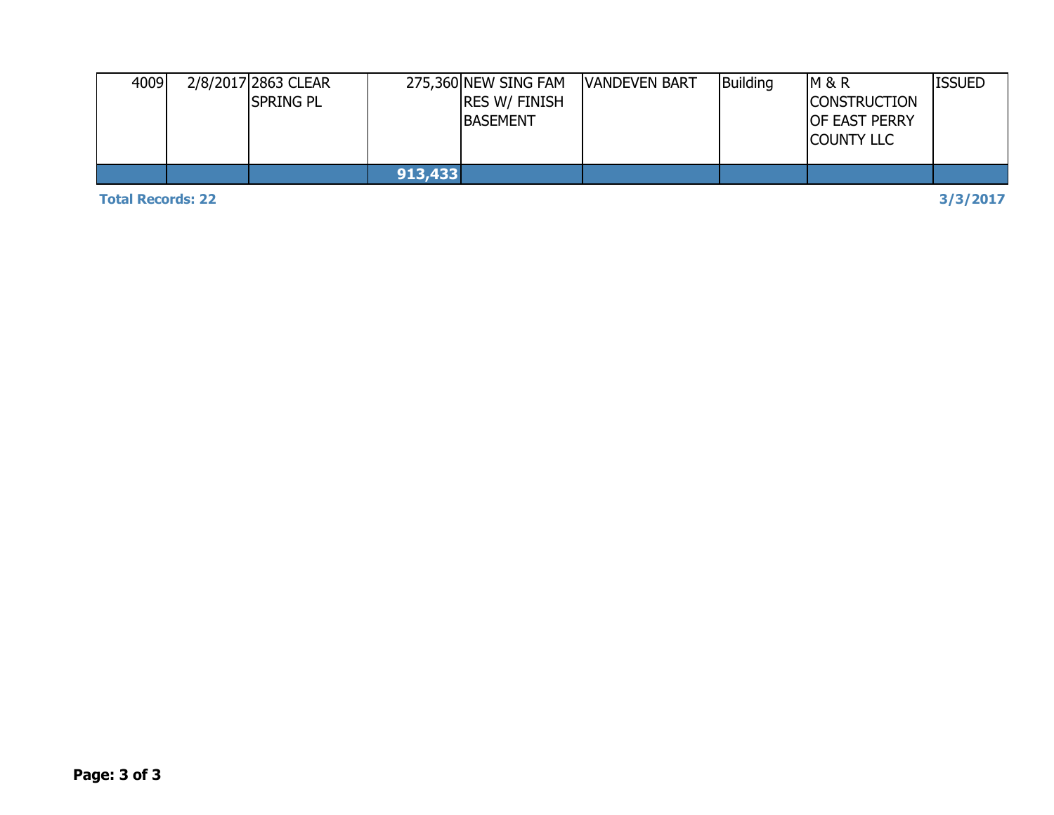| | | | | | | | | |
|---|---|---|---|---|---|---|---|---|
| 4009 | 2/8/2017 | 2863 CLEAR SPRING PL | 275,360 | NEW SING FAM RES W/ FINISH BASEMENT | VANDEVEN BART | Building | M & R CONSTRUCTION OF EAST PERRY COUNTY LLC | ISSUED |
| | | | **913,433** | | | | | |

**Total Records: 22**

**3/3/2017**